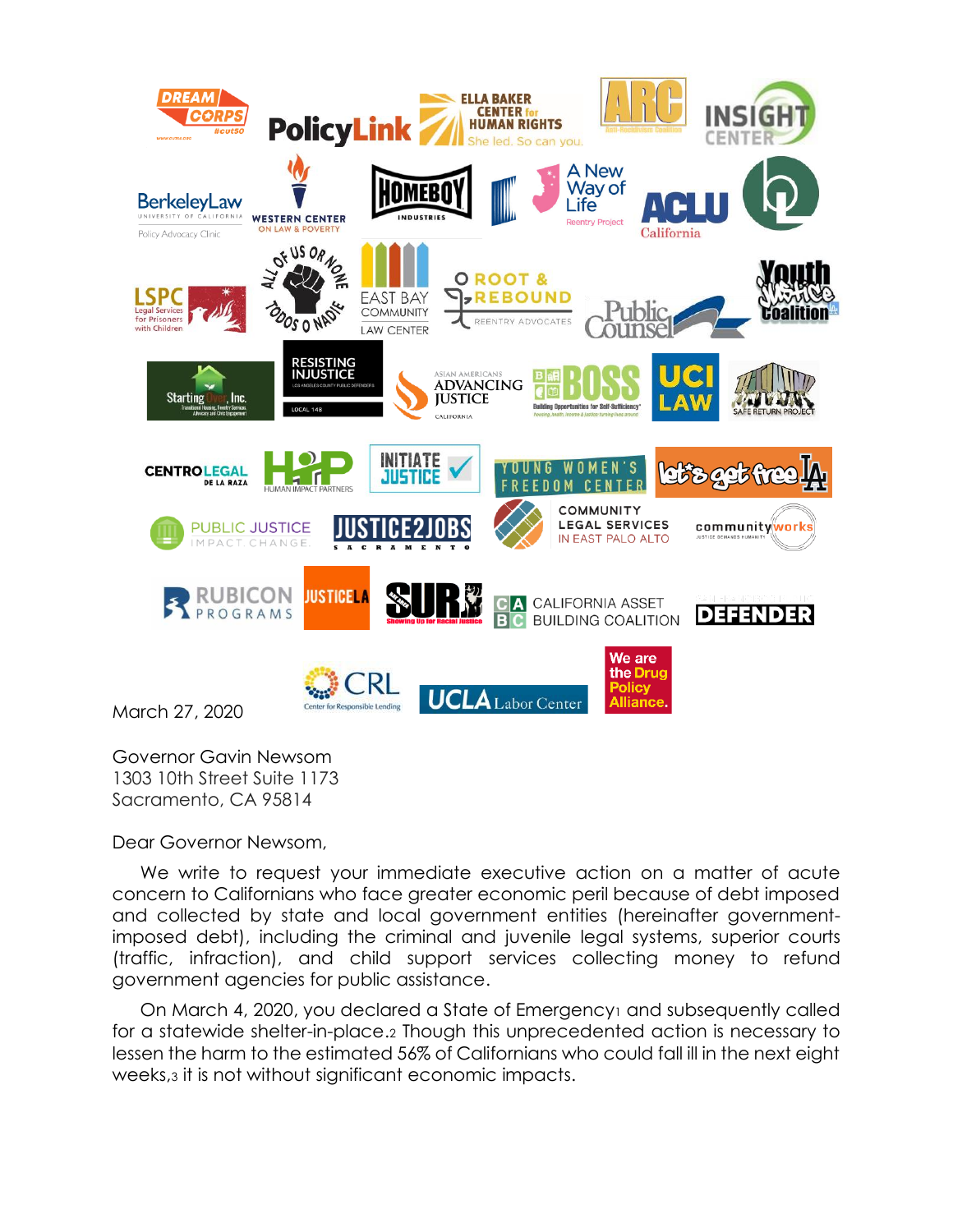March 27, 2020

Governor Gavin Newsom
1303 10th Street Suite 1173
Sacramento, CA 95814

Dear Governor Newsom,

We write to request your immediate executive action on a matter of acute concern to Californians who face greater economic peril because of debt imposed and collected by state and local government entities (hereinafter government-imposed debt), including the criminal and juvenile legal systems, superior courts (traffic, infraction), and child support services collecting money to refund government agencies for public assistance.

On March 4, 2020, you declared a State of Emergency[1] and subsequently called for a statewide shelter-in-place.[2] Though this unprecedented action is necessary to lessen the harm to the estimated 56% of Californians who could fall ill in the next eight weeks,[3] it is not without significant economic impacts.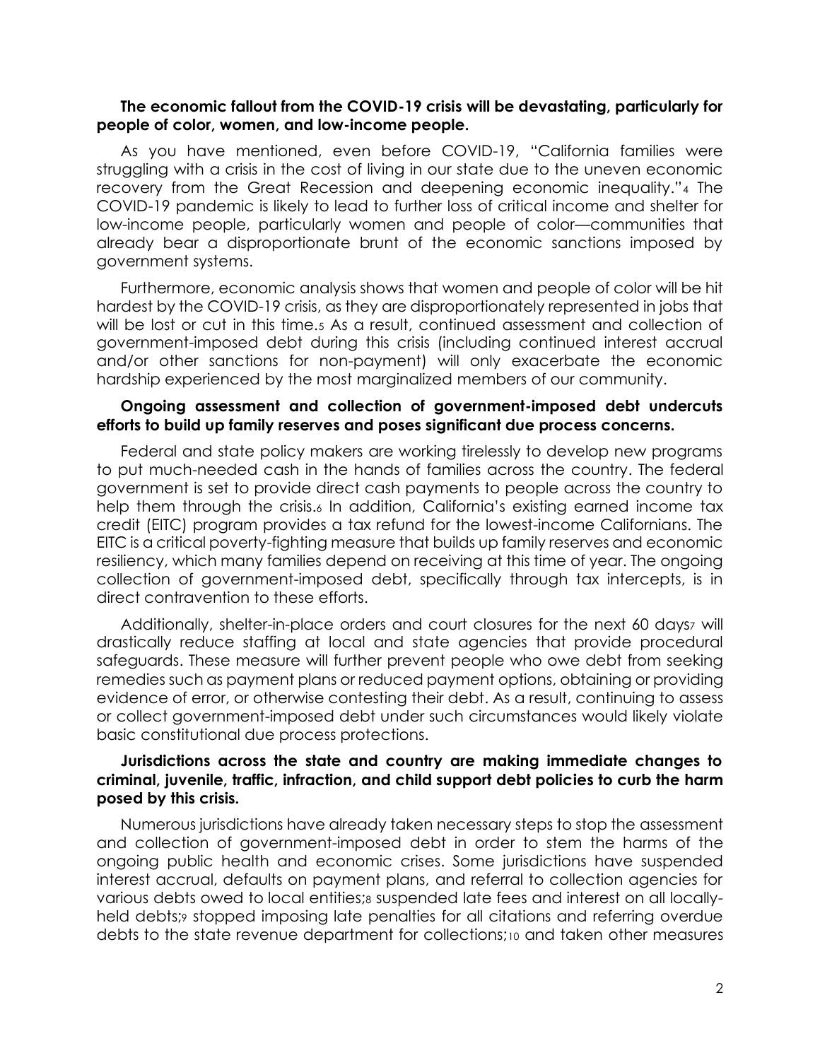**The economic fallout from the COVID-19 crisis will be devastating, particularly for people of color, women, and low-income people.**

As you have mentioned, even before COVID-19, "California families were struggling with a crisis in the cost of living in our state due to the uneven economic recovery from the Great Recession and deepening economic inequality."[4] The COVID-19 pandemic is likely to lead to further loss of critical income and shelter for low-income people, particularly women and people of color—communities that already bear a disproportionate brunt of the economic sanctions imposed by government systems.

Furthermore, economic analysis shows that women and people of color will be hit hardest by the COVID-19 crisis, as they are disproportionately represented in jobs that will be lost or cut in this time.[5] As a result, continued assessment and collection of government-imposed debt during this crisis (including continued interest accrual and/or other sanctions for non-payment) will only exacerbate the economic hardship experienced by the most marginalized members of our community.

**Ongoing assessment and collection of government-imposed debt undercuts efforts to build up family reserves and poses significant due process concerns.**

Federal and state policy makers are working tirelessly to develop new programs to put much-needed cash in the hands of families across the country. The federal government is set to provide direct cash payments to people across the country to help them through the crisis.[6] In addition, California's existing earned income tax credit (EITC) program provides a tax refund for the lowest-income Californians. The EITC is a critical poverty-fighting measure that builds up family reserves and economic resiliency, which many families depend on receiving at this time of year. The ongoing collection of government-imposed debt, specifically through tax intercepts, is in direct contravention to these efforts.

Additionally, shelter-in-place orders and court closures for the next 60 days[7] will drastically reduce staffing at local and state agencies that provide procedural safeguards. These measure will further prevent people who owe debt from seeking remedies such as payment plans or reduced payment options, obtaining or providing evidence of error, or otherwise contesting their debt. As a result, continuing to assess or collect government-imposed debt under such circumstances would likely violate basic constitutional due process protections.

**Jurisdictions across the state and country are making immediate changes to criminal, juvenile, traffic, infraction, and child support debt policies to curb the harm posed by this crisis.**

Numerous jurisdictions have already taken necessary steps to stop the assessment and collection of government-imposed debt in order to stem the harms of the ongoing public health and economic crises. Some jurisdictions have suspended interest accrual, defaults on payment plans, and referral to collection agencies for various debts owed to local entities;[8] suspended late fees and interest on all locally-held debts;[9] stopped imposing late penalties for all citations and referring overdue debts to the state revenue department for collections;[10] and taken other measures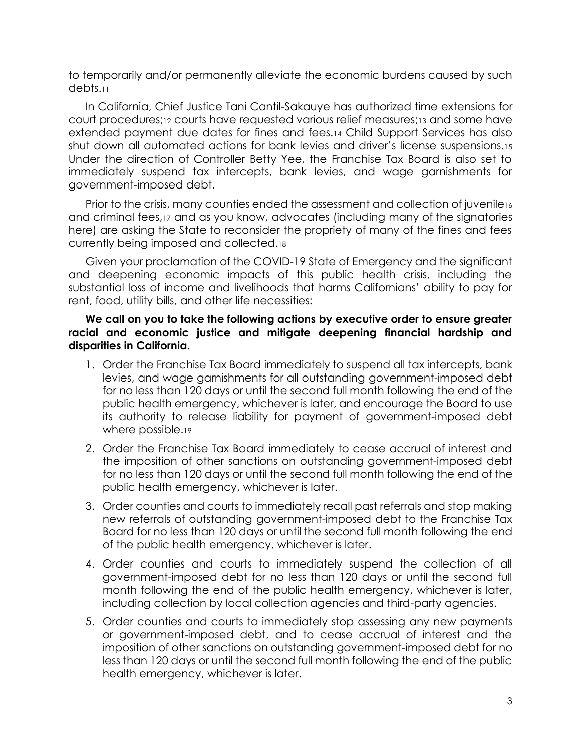to temporarily and/or permanently alleviate the economic burdens caused by such debts.[11]

In California, Chief Justice Tani Cantil-Sakauye has authorized time extensions for court procedures;[12] courts have requested various relief measures;[13] and some have extended payment due dates for fines and fees.[14] Child Support Services has also shut down all automated actions for bank levies and driver's license suspensions.[15] Under the direction of Controller Betty Yee, the Franchise Tax Board is also set to immediately suspend tax intercepts, bank levies, and wage garnishments for government-imposed debt.

Prior to the crisis, many counties ended the assessment and collection of juvenile[16] and criminal fees,[17] and as you know, advocates (including many of the signatories here) are asking the State to reconsider the propriety of many of the fines and fees currently being imposed and collected.[18]

Given your proclamation of the COVID-19 State of Emergency and the significant and deepening economic impacts of this public health crisis, including the substantial loss of income and livelihoods that harms Californians' ability to pay for rent, food, utility bills, and other life necessities:

**We call on you to take the following actions by executive order to ensure greater racial and economic justice and mitigate deepening financial hardship and disparities in California.**

1. Order the Franchise Tax Board immediately to suspend all tax intercepts, bank levies, and wage garnishments for all outstanding government-imposed debt for no less than 120 days or until the second full month following the end of the public health emergency, whichever is later, and encourage the Board to use its authority to release liability for payment of government-imposed debt where possible.[19]
2. Order the Franchise Tax Board immediately to cease accrual of interest and the imposition of other sanctions on outstanding government-imposed debt for no less than 120 days or until the second full month following the end of the public health emergency, whichever is later.
3. Order counties and courts to immediately recall past referrals and stop making new referrals of outstanding government-imposed debt to the Franchise Tax Board for no less than 120 days or until the second full month following the end of the public health emergency, whichever is later.
4. Order counties and courts to immediately suspend the collection of all government-imposed debt for no less than 120 days or until the second full month following the end of the public health emergency, whichever is later, including collection by local collection agencies and third-party agencies.
5. Order counties and courts to immediately stop assessing any new payments or government-imposed debt, and to cease accrual of interest and the imposition of other sanctions on outstanding government-imposed debt for no less than 120 days or until the second full month following the end of the public health emergency, whichever is later.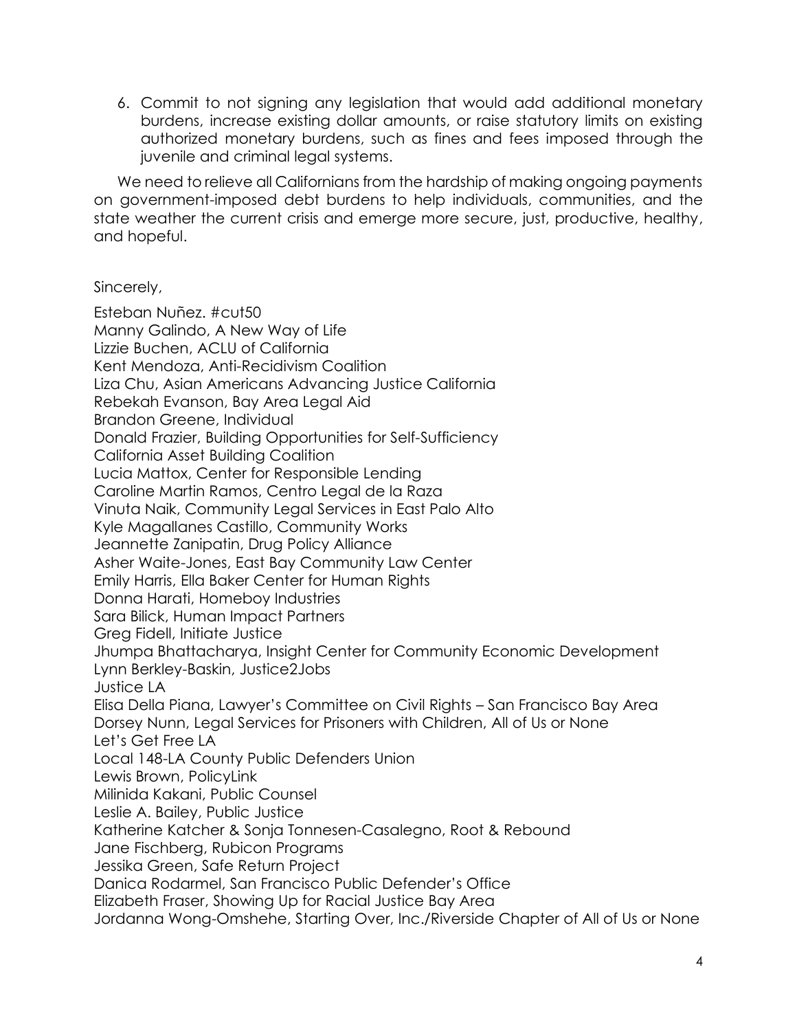6. Commit to not signing any legislation that would add additional monetary burdens, increase existing dollar amounts, or raise statutory limits on existing authorized monetary burdens, such as fines and fees imposed through the juvenile and criminal legal systems.

We need to relieve all Californians from the hardship of making ongoing payments on government-imposed debt burdens to help individuals, communities, and the state weather the current crisis and emerge more secure, just, productive, healthy, and hopeful.

Sincerely,

Esteban Nuñez. #cut50  
Manny Galindo, A New Way of Life  
Lizzie Buchen, ACLU of California  
Kent Mendoza, Anti-Recidivism Coalition  
Liza Chu, Asian Americans Advancing Justice California  
Rebekah Evanson, Bay Area Legal Aid  
Brandon Greene, Individual  
Donald Frazier, Building Opportunities for Self-Sufficiency  
California Asset Building Coalition  
Lucia Mattox, Center for Responsible Lending  
Caroline Martin Ramos, Centro Legal de la Raza  
Vinuta Naik, Community Legal Services in East Palo Alto  
Kyle Magallanes Castillo, Community Works  
Jeannette Zanipatin, Drug Policy Alliance  
Asher Waite-Jones, East Bay Community Law Center  
Emily Harris, Ella Baker Center for Human Rights  
Donna Harati, Homeboy Industries  
Sara Bilick, Human Impact Partners  
Greg Fidell, Initiate Justice  
Jhumpa Bhattacharya, Insight Center for Community Economic Development  
Lynn Berkley-Baskin, Justice2Jobs  
Justice LA  
Elisa Della Piana, Lawyer's Committee on Civil Rights – San Francisco Bay Area  
Dorsey Nunn, Legal Services for Prisoners with Children, All of Us or None  
Let's Get Free LA  
Local 148-LA County Public Defenders Union  
Lewis Brown, PolicyLink  
Milinida Kakani, Public Counsel  
Leslie A. Bailey, Public Justice  
Katherine Katcher & Sonja Tonnesen-Casalegno, Root & Rebound  
Jane Fischberg, Rubicon Programs  
Jessika Green, Safe Return Project  
Danica Rodarmel, San Francisco Public Defender's Office  
Elizabeth Fraser, Showing Up for Racial Justice Bay Area  
Jordanna Wong-Omshehe, Starting Over, Inc./Riverside Chapter of All of Us or None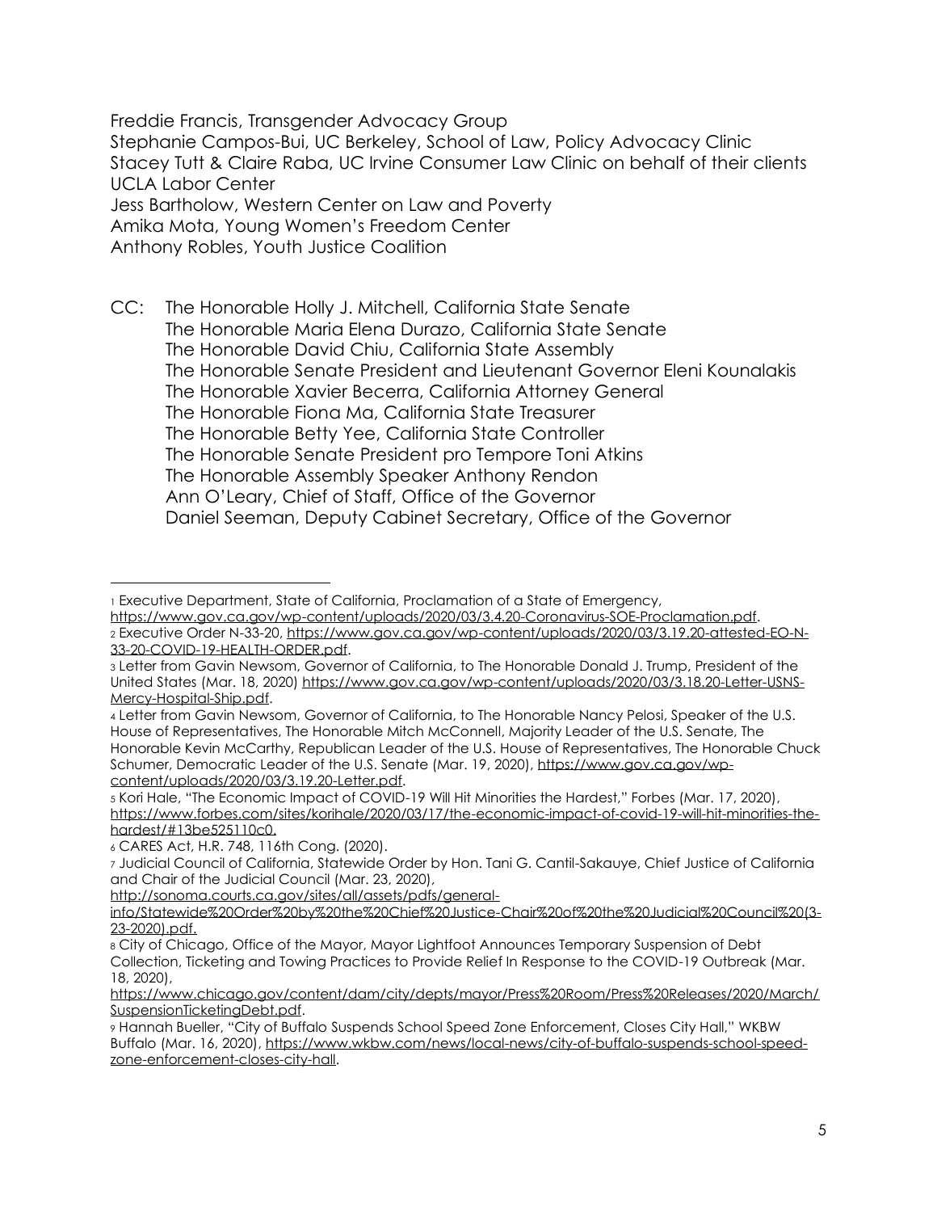Freddie Francis, Transgender Advocacy Group
Stephanie Campos-Bui, UC Berkeley, School of Law, Policy Advocacy Clinic
Stacey Tutt & Claire Raba, UC Irvine Consumer Law Clinic on behalf of their clients
UCLA Labor Center
Jess Bartholow, Western Center on Law and Poverty
Amika Mota, Young Women's Freedom Center
Anthony Robles, Youth Justice Coalition

CC: The Honorable Holly J. Mitchell, California State Senate
The Honorable Maria Elena Durazo, California State Senate
The Honorable David Chiu, California State Assembly
The Honorable Senate President and Lieutenant Governor Eleni Kounalakis
The Honorable Xavier Becerra, California Attorney General
The Honorable Fiona Ma, California State Treasurer
The Honorable Betty Yee, California State Controller
The Honorable Senate President pro Tempore Toni Atkins
The Honorable Assembly Speaker Anthony Rendon
Ann O'Leary, Chief of Staff, Office of the Governor
Daniel Seeman, Deputy Cabinet Secretary, Office of the Governor

---

[1] Executive Department, State of California, Proclamation of a State of Emergency, https://www.gov.ca.gov/wp-content/uploads/2020/03/3.4.20-Coronavirus-SOE-Proclamation.pdf.

[2] Executive Order N-33-20, https://www.gov.ca.gov/wp-content/uploads/2020/03/3.19.20-attested-EO-N-33-20-COVID-19-HEALTH-ORDER.pdf.

[3] Letter from Gavin Newsom, Governor of California, to The Honorable Donald J. Trump, President of the United States (Mar. 18, 2020) https://www.gov.ca.gov/wp-content/uploads/2020/03/3.18.20-Letter-USNS-Mercy-Hospital-Ship.pdf.

[4] Letter from Gavin Newsom, Governor of California, to The Honorable Nancy Pelosi, Speaker of the U.S. House of Representatives, The Honorable Mitch McConnell, Majority Leader of the U.S. Senate, The Honorable Kevin McCarthy, Republican Leader of the U.S. House of Representatives, The Honorable Chuck Schumer, Democratic Leader of the U.S. Senate (Mar. 19, 2020), https://www.gov.ca.gov/wp-content/uploads/2020/03/3.19.20-Letter.pdf.

[5] Kori Hale, "The Economic Impact of COVID-19 Will Hit Minorities the Hardest," Forbes (Mar. 17, 2020), https://www.forbes.com/sites/korihale/2020/03/17/the-economic-impact-of-covid-19-will-hit-minorities-the-hardest/#13be525110c0.

[6] CARES Act, H.R. 748, 116th Cong. (2020).

[7] Judicial Council of California, Statewide Order by Hon. Tani G. Cantil-Sakauye, Chief Justice of California and Chair of the Judicial Council (Mar. 23, 2020), http://sonoma.courts.ca.gov/sites/all/assets/pdfs/general-info/Statewide%20Order%20by%20the%20Chief%20Justice-Chair%20of%20the%20Judicial%20Council%20(3-23-2020).pdf.

[8] City of Chicago, Office of the Mayor, Mayor Lightfoot Announces Temporary Suspension of Debt Collection, Ticketing and Towing Practices to Provide Relief In Response to the COVID-19 Outbreak (Mar. 18, 2020), https://www.chicago.gov/content/dam/city/depts/mayor/Press%20Room/Press%20Releases/2020/March/SuspensionTicketingDebt.pdf.

[9] Hannah Bueller, "City of Buffalo Suspends School Speed Zone Enforcement, Closes City Hall," WKBW Buffalo (Mar. 16, 2020), https://www.wkbw.com/news/local-news/city-of-buffalo-suspends-school-speed-zone-enforcement-closes-city-hall.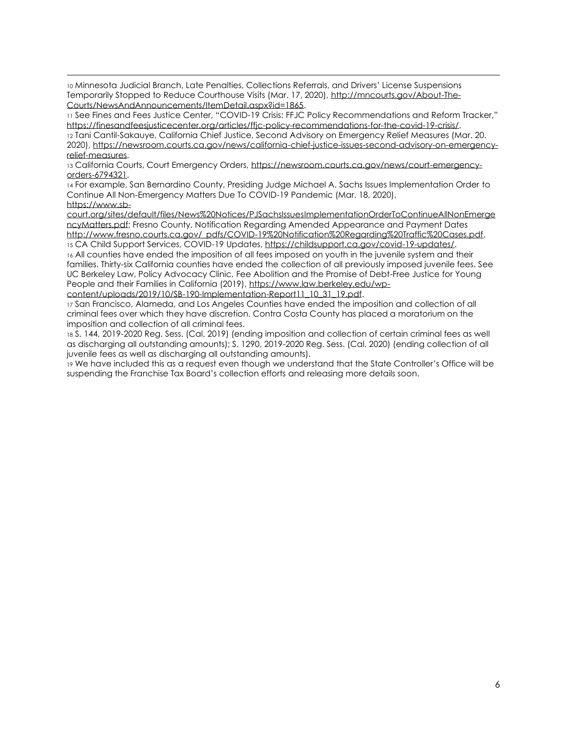[10] Minnesota Judicial Branch, Late Penalties, Collections Referrals, and Drivers' License Suspensions Temporarily Stopped to Reduce Courthouse Visits (Mar. 17, 2020), http://mncourts.gov/About-The-Courts/NewsAndAnnouncements/ItemDetail.aspx?id=1865.

[11] See Fines and Fees Justice Center, "COVID-19 Crisis: FFJC Policy Recommendations and Reform Tracker," https://finesandfeesjusticecenter.org/articles/ffjc-policy-recommendations-for-the-covid-19-crisis/.

[12] Tani Cantil-Sakauye, California Chief Justice, Second Advisory on Emergency Relief Measures (Mar. 20. 2020), https://newsroom.courts.ca.gov/news/california-chief-justice-issues-second-advisory-on-emergency-relief-measures.

[13] California Courts, Court Emergency Orders, https://newsroom.courts.ca.gov/news/court-emergency-orders-6794321.

[14] For example, San Bernardino County, Presiding Judge Michael A. Sachs Issues Implementation Order to Continue All Non-Emergency Matters Due To COVID-19 Pandemic (Mar. 18, 2020), https://www.sb-court.org/sites/default/files/News%20Notices/PJSachsIssuesImplementationOrderToContinueAllNonEmergencyMatters.pdf; Fresno County, Notification Regarding Amended Appearance and Payment Dates http://www.fresno.courts.ca.gov/_pdfs/COVID-19%20Notification%20Regarding%20Traffic%20Cases.pdf.

[15] CA Child Support Services, COVID-19 Updates, https://childsupport.ca.gov/covid-19-updates/.

[16] All counties have ended the imposition of all fees imposed on youth in the juvenile system and their families. Thirty-six California counties have ended the collection of all previously imposed juvenile fees. See UC Berkeley Law, Policy Advocacy Clinic, Fee Abolition and the Promise of Debt-Free Justice for Young People and their Families in California (2019), https://www.law.berkeley.edu/wp-content/uploads/2019/10/SB-190-Implementation-Report11_10_31_19.pdf.

[17] San Francisco, Alameda, and Los Angeles Counties have ended the imposition and collection of all criminal fees over which they have discretion. Contra Costa County has placed a moratorium on the imposition and collection of all criminal fees.

[18] S. 144, 2019-2020 Reg. Sess. (Cal. 2019) (ending imposition and collection of certain criminal fees as well as discharging all outstanding amounts); S. 1290, 2019-2020 Reg. Sess. (Cal. 2020) (ending collection of all juvenile fees as well as discharging all outstanding amounts).

[19] We have included this as a request even though we understand that the State Controller's Office will be suspending the Franchise Tax Board's collection efforts and releasing more details soon.